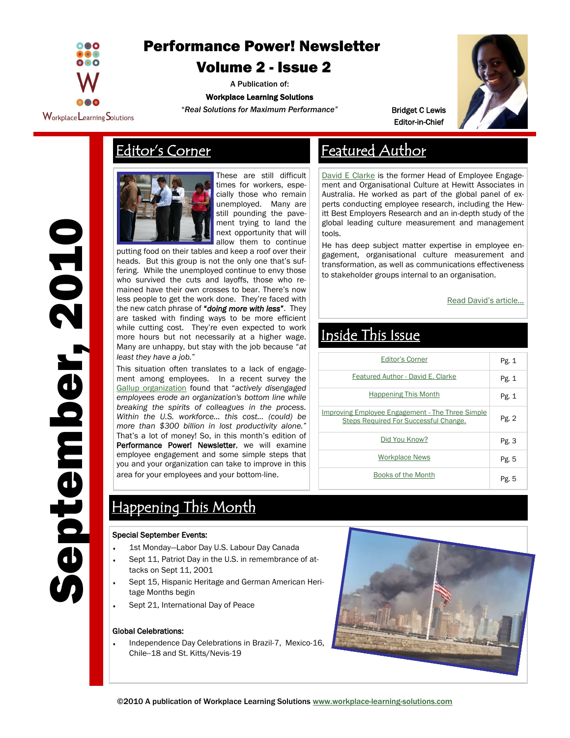# Performance Power! Newsletter

## Volume 2 - Issue 2

A Publication of:

**Workplace Learning Solutions**

"*Real Solutions for Maximum Performance*"

**Bridget C Lewis**
**Editor-in-Chief**

**September, 2010**

## Editor's Corner

These are still difficult times for workers, especially those who remain unemployed. Many are still pounding the pavement trying to land the next opportunity that will allow them to continue putting food on their tables and keep a roof over their heads. But this group is not the only one that's suffering. While the unemployed continue to envy those who survived the cuts and layoffs, those who remained have their own crosses to bear. There's now less people to get the work done. They're faced with the new catch phrase of ***"doing more with less"***. They are tasked with finding ways to be more efficient while cutting cost. They're even expected to work more hours but not necessarily at a higher wage. Many are unhappy, but stay with the job because "*at least they have a job.*"

This situation often translates to a lack of engagement among employees. In a recent survey the Gallup organization found that "*actively disengaged employees erode an organization's bottom line while breaking the spirits of colleagues in the process. Within the U.S. workforce... this cost... (could) be more than $300 billion in lost productivity alone.*" That's a lot of money! So, in this month's edition of **Performance Power! Newsletter**, we will examine employee engagement and some simple steps that you and your organization can take to improve in this area for your employees and your bottom-line.

## Featured Author

David E Clarke is the former Head of Employee Engagement and Organisational Culture at Hewitt Associates in Australia. He worked as part of the global panel of experts conducting employee research, including the Hewitt Best Employers Research and an in-depth study of the global leading culture measurement and management tools.

He has deep subject matter expertise in employee engagement, organisational culture measurement and transformation, as well as communications effectiveness to stakeholder groups internal to an organisation.

Read David's article...

## Inside This Issue

| | |
|---|---|
| Editor's Corner | Pg. 1 |
| Featured Author - David E. Clarke | Pg. 1 |
| Happening This Month | Pg. 1 |
| Improving Employee Engagement - The Three Simple Steps Required For Successful Change. | Pg. 2 |
| Did You Know? | Pg. 3 |
| Workplace News | Pg. 5 |
| Books of the Month | Pg. 5 |

## Happening This Month

**Special September Events:**

- 1st Monday—Labor Day U.S. Labour Day Canada
- Sept 11, Patriot Day in the U.S. in remembrance of attacks on Sept 11, 2001
- Sept 15, Hispanic Heritage and German American Heritage Months begin
- Sept 21, International Day of Peace

**Global Celebrations:**

- Independence Day Celebrations in Brazil-7, Mexico-16, Chile–18 and St. Kitts/Nevis-19

©2010 A publication of Workplace Learning Solutions www.workplace-learning-solutions.com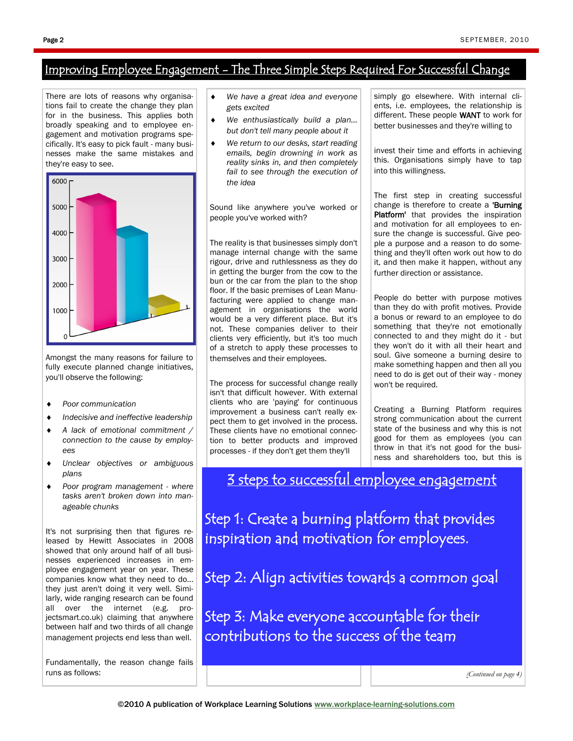## Improving Employee Engagement - The Three Simple Steps Required For Successful Change

There are lots of reasons why organisations fail to create the change they plan for in the business. This applies both broadly speaking and to employee engagement and motivation programs specifically. It's easy to pick fault - many businesses make the same mistakes and they're easy to see.

Amongst the many reasons for failure to fully execute planned change initiatives, you'll observe the following:

- *Poor communication*
- *Indecisive and ineffective leadership*
- *A lack of emotional commitment / connection to the cause by employees*
- *Unclear objectives or ambiguous plans*
- *Poor program management - where tasks aren't broken down into manageable chunks*

It's not surprising then that figures released by Hewitt Associates in 2008 showed that only around half of all businesses experienced increases in employee engagement year on year. These companies know what they need to do... they just aren't doing it very well. Similarly, wide ranging research can be found all over the internet (e.g. projectsmart.co.uk) claiming that anywhere between half and two thirds of all change management projects end less than well.

Fundamentally, the reason change fails runs as follows:

- *We have a great idea and everyone gets excited*
- *We enthusiastically build a plan... but don't tell many people about it*
- *We return to our desks, start reading emails, begin drowning in work as reality sinks in, and then completely fail to see through the execution of the idea*

Sound like anywhere you've worked or people you've worked with?

The reality is that businesses simply don't manage internal change with the same rigour, drive and ruthlessness as they do in getting the burger from the cow to the bun or the car from the plan to the shop floor. If the basic premises of Lean Manufacturing were applied to change management in organisations the world would be a very different place. But it's not. These companies deliver to their clients very efficiently, but it's too much of a stretch to apply these processes to themselves and their employees.

The process for successful change really isn't that difficult however. With external clients who are 'paying' for continuous improvement a business can't really expect them to get involved in the process. These clients have no emotional connection to better products and improved processes - if they don't get them they'll simply go elsewhere. With internal clients, i.e. employees, the relationship is different. These people **WANT** to work for better businesses and they're willing to invest their time and efforts in achieving this. Organisations simply have to tap into this willingness.

The first step in creating successful change is therefore to create a **'Burning Platform'** that provides the inspiration and motivation for all employees to ensure the change is successful. Give people a purpose and a reason to do something and they'll often work out how to do it, and then make it happen, without any further direction or assistance.

People do better with purpose motives than they do with profit motives. Provide a bonus or reward to an employee to do something that they're not emotionally connected to and they might do it - but they won't do it with all their heart and soul. Give someone a burning desire to make something happen and then all you need to do is get out of their way - money won't be required.

Creating a Burning Platform requires strong communication about the current state of the business and why this is not good for them as employees (you can throw in that it's not good for the business and shareholders too, but this is

*(Continued on page 4)*

### 3 steps to successful employee engagement

**Step 1: Create a burning platform that provides inspiration and motivation for employees.**

**Step 2: Align activities towards a common goal**

**Step 3: Make everyone accountable for their contributions to the success of the team**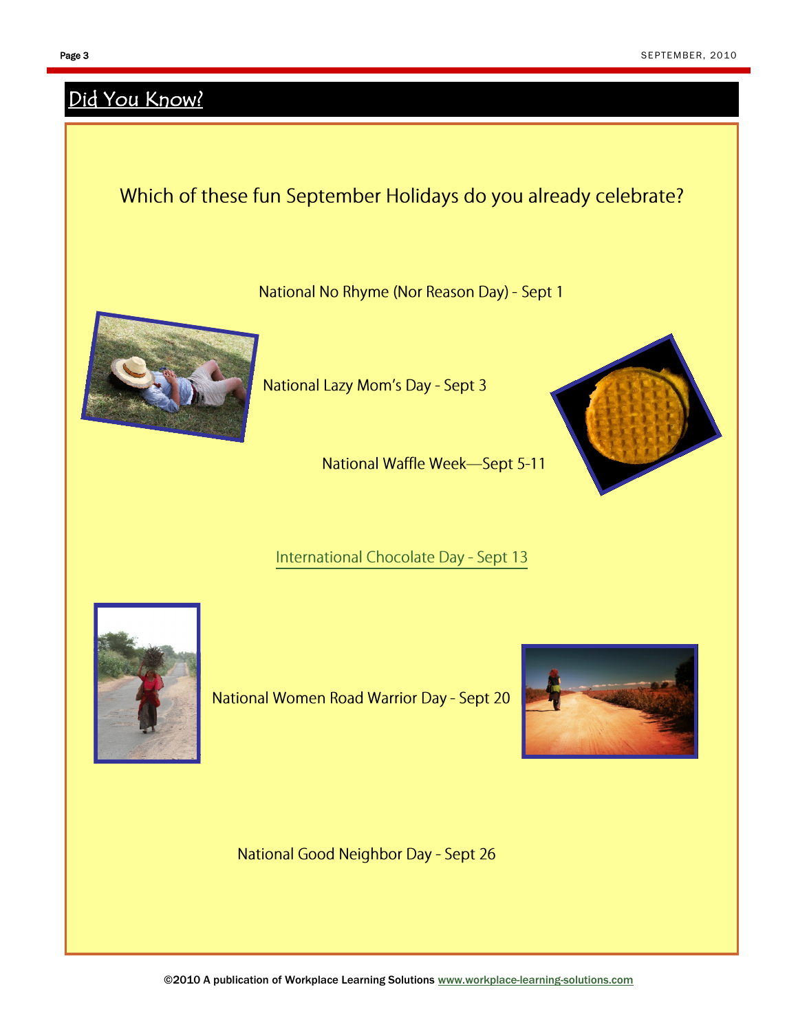## Did You Know?

Which of these fun September Holidays do you already celebrate?

National No Rhyme (Nor Reason Day) - Sept 1

National Lazy Mom's Day - Sept 3

National Waffle Week—Sept 5-11

International Chocolate Day - Sept 13

National Women Road Warrior Day - Sept 20

National Good Neighbor Day - Sept 26

©2010 A publication of Workplace Learning Solutions www.workplace-learning-solutions.com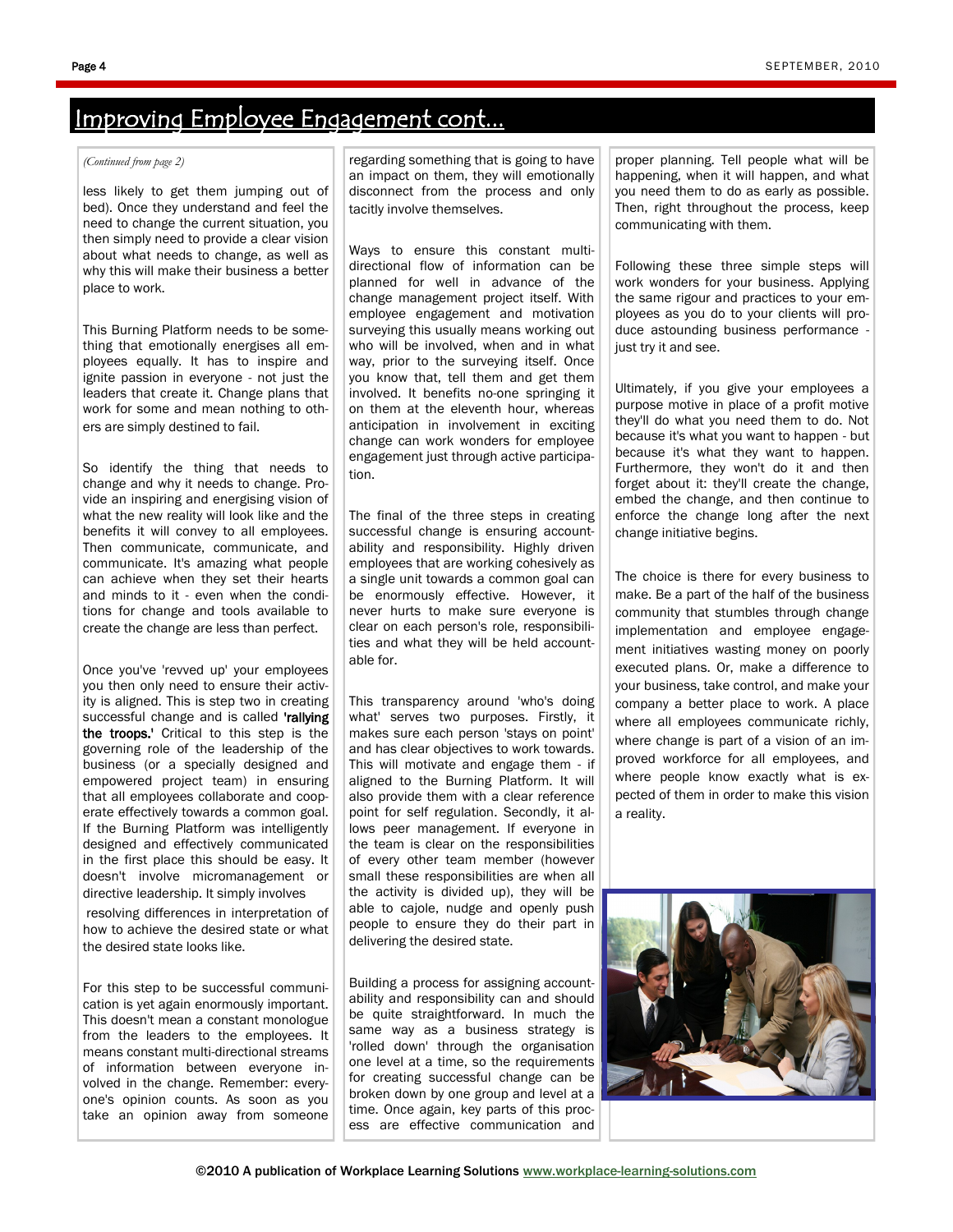# Improving Employee Engagement cont...

*(Continued from page 2)*

less likely to get them jumping out of bed). Once they understand and feel the need to change the current situation, you then simply need to provide a clear vision about what needs to change, as well as why this will make their business a better place to work.

This Burning Platform needs to be something that emotionally energises all employees equally. It has to inspire and ignite passion in everyone - not just the leaders that create it. Change plans that work for some and mean nothing to others are simply destined to fail.

So identify the thing that needs to change and why it needs to change. Provide an inspiring and energising vision of what the new reality will look like and the benefits it will convey to all employees. Then communicate, communicate, and communicate. It's amazing what people can achieve when they set their hearts and minds to it - even when the conditions for change and tools available to create the change are less than perfect.

Once you've 'revved up' your employees you then only need to ensure their activity is aligned. This is step two in creating successful change and is called **'rallying the troops.'** Critical to this step is the governing role of the leadership of the business (or a specially designed and empowered project team) in ensuring that all employees collaborate and cooperate effectively towards a common goal. If the Burning Platform was intelligently designed and effectively communicated in the first place this should be easy. It doesn't involve micromanagement or directive leadership. It simply involves resolving differences in interpretation of how to achieve the desired state or what the desired state looks like.

For this step to be successful communication is yet again enormously important. This doesn't mean a constant monologue from the leaders to the employees. It means constant multi-directional streams of information between everyone involved in the change. Remember: everyone's opinion counts. As soon as you take an opinion away from someone regarding something that is going to have an impact on them, they will emotionally disconnect from the process and only tacitly involve themselves.

Ways to ensure this constant multi-directional flow of information can be planned for well in advance of the change management project itself. With employee engagement and motivation surveying this usually means working out who will be involved, when and in what way, prior to the surveying itself. Once you know that, tell them and get them involved. It benefits no-one springing it on them at the eleventh hour, whereas anticipation in involvement in exciting change can work wonders for employee engagement just through active participation.

The final of the three steps in creating successful change is ensuring accountability and responsibility. Highly driven employees that are working cohesively as a single unit towards a common goal can be enormously effective. However, it never hurts to make sure everyone is clear on each person's role, responsibilities and what they will be held accountable for.

This transparency around 'who's doing what' serves two purposes. Firstly, it makes sure each person 'stays on point' and has clear objectives to work towards. This will motivate and engage them - if aligned to the Burning Platform. It will also provide them with a clear reference point for self regulation. Secondly, it allows peer management. If everyone in the team is clear on the responsibilities of every other team member (however small these responsibilities are when all the activity is divided up), they will be able to cajole, nudge and openly push people to ensure they do their part in delivering the desired state.

Building a process for assigning accountability and responsibility can and should be quite straightforward. In much the same way as a business strategy is 'rolled down' through the organisation one level at a time, so the requirements for creating successful change can be broken down by one group and level at a time. Once again, key parts of this process are effective communication and proper planning. Tell people what will be happening, when it will happen, and what you need them to do as early as possible. Then, right throughout the process, keep communicating with them.

Following these three simple steps will work wonders for your business. Applying the same rigour and practices to your employees as you do to your clients will produce astounding business performance - just try it and see.

Ultimately, if you give your employees a purpose motive in place of a profit motive they'll do what you need them to do. Not because it's what you want to happen - but because it's what they want to happen. Furthermore, they won't do it and then forget about it: they'll create the change, embed the change, and then continue to enforce the change long after the next change initiative begins.

The choice is there for every business to make. Be a part of the half of the business community that stumbles through change implementation and employee engagement initiatives wasting money on poorly executed plans. Or, make a difference to your business, take control, and make your company a better place to work. A place where all employees communicate richly, where change is part of a vision of an improved workforce for all employees, and where people know exactly what is expected of them in order to make this vision a reality.

©2010 A publication of Workplace Learning Solutions www.workplace-learning-solutions.com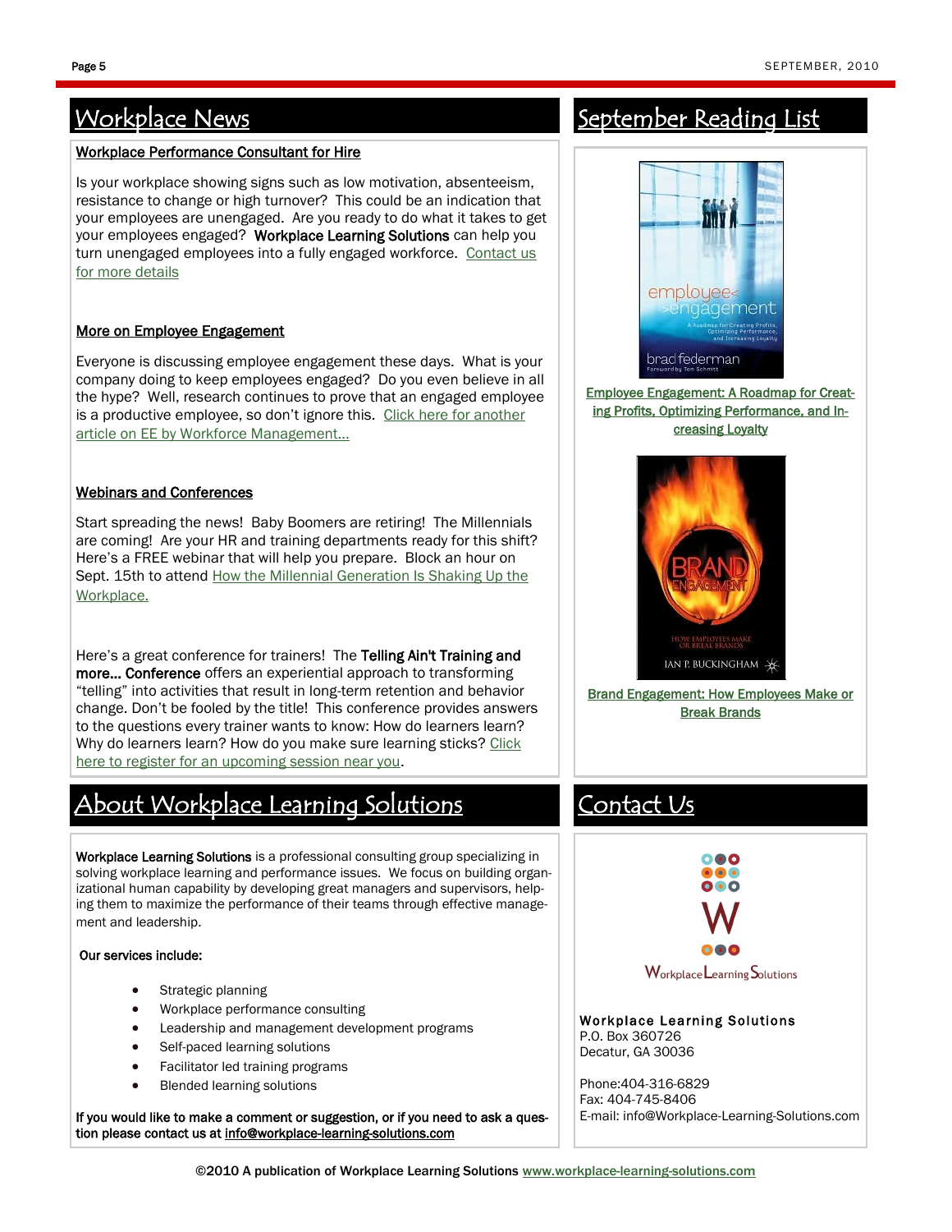## Workplace News

**Workplace Performance Consultant for Hire**

Is your workplace showing signs such as low motivation, absenteeism, resistance to change or high turnover? This could be an indication that your employees are unengaged. Are you ready to do what it takes to get your employees engaged? **Workplace Learning Solutions** can help you turn unengaged employees into a fully engaged workforce. Contact us for more details

**More on Employee Engagement**

Everyone is discussing employee engagement these days. What is your company doing to keep employees engaged? Do you even believe in all the hype? Well, research continues to prove that an engaged employee is a productive employee, so don't ignore this. Click here for another article on EE by Workforce Management…

**Webinars and Conferences**

Start spreading the news! Baby Boomers are retiring! The Millennials are coming! Are your HR and training departments ready for this shift? Here's a FREE webinar that will help you prepare. Block an hour on Sept. 15th to attend How the Millennial Generation Is Shaking Up the Workplace.

Here's a great conference for trainers! The **Telling Ain't Training and more… Conference** offers an experiential approach to transforming "telling" into activities that result in long-term retention and behavior change. Don't be fooled by the title! This conference provides answers to the questions every trainer wants to know: How do learners learn? Why do learners learn? How do you make sure learning sticks? Click here to register for an upcoming session near you.

## September Reading List

**Employee Engagement: A Roadmap for Creating Profits, Optimizing Performance, and Increasing Loyalty**

**Brand Engagement: How Employees Make or Break Brands**

## About Workplace Learning Solutions

**Workplace Learning Solutions** is a professional consulting group specializing in solving workplace learning and performance issues. We focus on building organizational human capability by developing great managers and supervisors, helping them to maximize the performance of their teams through effective management and leadership.

**Our services include:**

- Strategic planning
- Workplace performance consulting
- Leadership and management development programs
- Self-paced learning solutions
- Facilitator led training programs
- Blended learning solutions

**If you would like to make a comment or suggestion, or if you need to ask a question please contact us at info@workplace-learning-solutions.com**

## Contact Us

Workplace Learning Solutions

**Workplace Learning Solutions**
P.O. Box 360726
Decatur, GA 30036

Phone:404-316-6829
Fax: 404-745-8406
E-mail: info@Workplace-Learning-Solutions.com

**©2010 A publication of Workplace Learning Solutions www.workplace-learning-solutions.com**